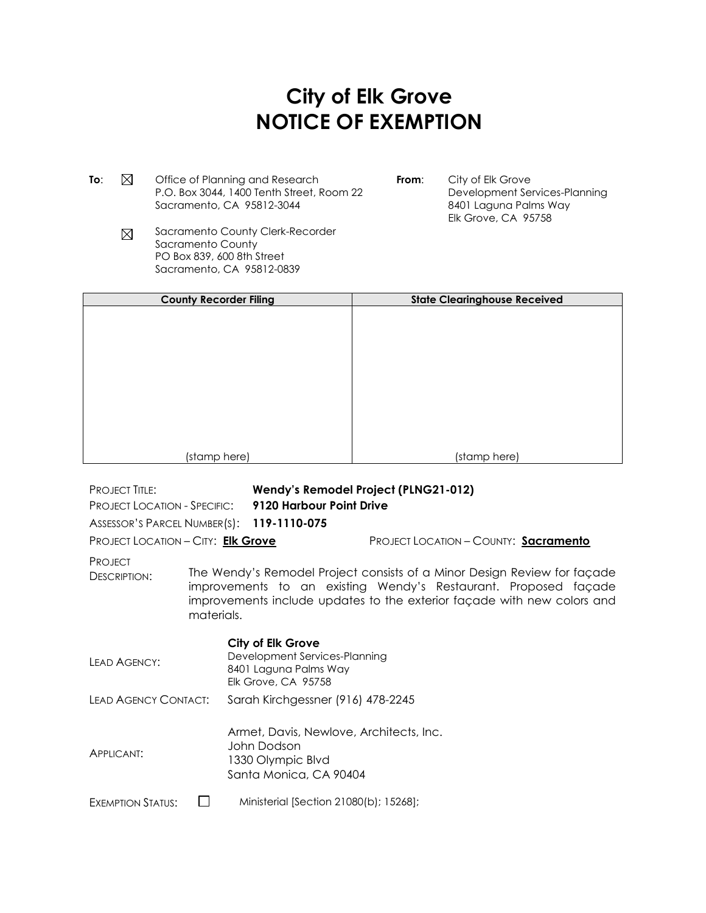# City of Elk Grove
# NOTICE OF EXEMPTION

**To**: ☒ Office of Planning and Research
P.O. Box 3044, 1400 Tenth Street, Room 22
Sacramento, CA 95812-3044

☒ Sacramento County Clerk-Recorder
Sacramento County
PO Box 839, 600 8th Street
Sacramento, CA 95812-0839

**From**: City of Elk Grove
Development Services-Planning
8401 Laguna Palms Way
Elk Grove, CA 95758

| County Recorder Filing | State Clearinghouse Received |
|---|---|
| (stamp here) | (stamp here) |

PROJECT TITLE: **Wendy's Remodel Project (PLNG21-012)**

PROJECT LOCATION - SPECIFIC: **9120 Harbour Point Drive**

ASSESSOR'S PARCEL NUMBER(S): **119-1110-075**

PROJECT LOCATION – CITY: **Elk Grove**

PROJECT LOCATION – COUNTY: **Sacramento**

PROJECT DESCRIPTION: The Wendy's Remodel Project consists of a Minor Design Review for façade improvements to an existing Wendy's Restaurant. Proposed façade improvements include updates to the exterior façade with new colors and materials.

LEAD AGENCY: **City of Elk Grove**
Development Services-Planning
8401 Laguna Palms Way
Elk Grove, CA 95758

LEAD AGENCY CONTACT: Sarah Kirchgessner (916) 478-2245

APPLICANT: Armet, Davis, Newlove, Architects, Inc.
John Dodson
1330 Olympic Blvd
Santa Monica, CA 90404

EXEMPTION STATUS: ☐ Ministerial [Section 21080(b); 15268];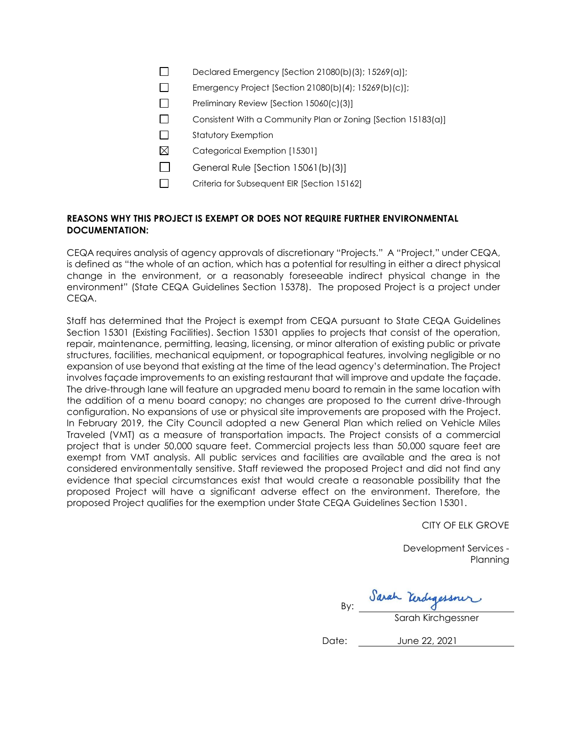- ☐ Declared Emergency [Section 21080(b)(3); 15269(a)];
- ☐ Emergency Project [Section 21080(b)(4); 15269(b)(c)];
- ☐ Preliminary Review [Section 15060(c)(3)]
- ☐ Consistent With a Community Plan or Zoning [Section 15183(a)]
- ☐ Statutory Exemption
- ☒ Categorical Exemption [15301]
- ☐ General Rule [Section 15061(b)(3)]
- ☐ Criteria for Subsequent EIR [Section 15162]

**REASONS WHY THIS PROJECT IS EXEMPT OR DOES NOT REQUIRE FURTHER ENVIRONMENTAL DOCUMENTATION:**

CEQA requires analysis of agency approvals of discretionary "Projects." A "Project," under CEQA, is defined as "the whole of an action, which has a potential for resulting in either a direct physical change in the environment, or a reasonably foreseeable indirect physical change in the environment" (State CEQA Guidelines Section 15378). The proposed Project is a project under CEQA.

Staff has determined that the Project is exempt from CEQA pursuant to State CEQA Guidelines Section 15301 (Existing Facilities). Section 15301 applies to projects that consist of the operation, repair, maintenance, permitting, leasing, licensing, or minor alteration of existing public or private structures, facilities, mechanical equipment, or topographical features, involving negligible or no expansion of use beyond that existing at the time of the lead agency's determination. The Project involves façade improvements to an existing restaurant that will improve and update the façade. The drive-through lane will feature an upgraded menu board to remain in the same location with the addition of a menu board canopy; no changes are proposed to the current drive-through configuration. No expansions of use or physical site improvements are proposed with the Project. In February 2019, the City Council adopted a new General Plan which relied on Vehicle Miles Traveled (VMT) as a measure of transportation impacts. The Project consists of a commercial project that is under 50,000 square feet. Commercial projects less than 50,000 square feet are exempt from VMT analysis. All public services and facilities are available and the area is not considered environmentally sensitive. Staff reviewed the proposed Project and did not find any evidence that special circumstances exist that would create a reasonable possibility that the proposed Project will have a significant adverse effect on the environment. Therefore, the proposed Project qualifies for the exemption under State CEQA Guidelines Section 15301.

CITY OF ELK GROVE

Development Services - Planning

By: Sarah Kirchgessner

Sarah Kirchgessner

Date: June 22, 2021